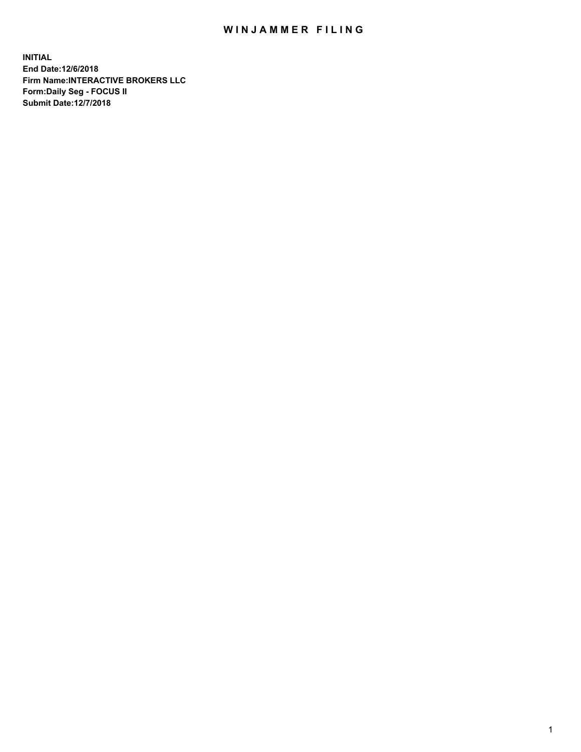# WINJAMMER FILING

**INITIAL**
**End Date:12/6/2018**
**Firm Name:INTERACTIVE BROKERS LLC**
**Form:Daily Seg - FOCUS II**
**Submit Date:12/7/2018**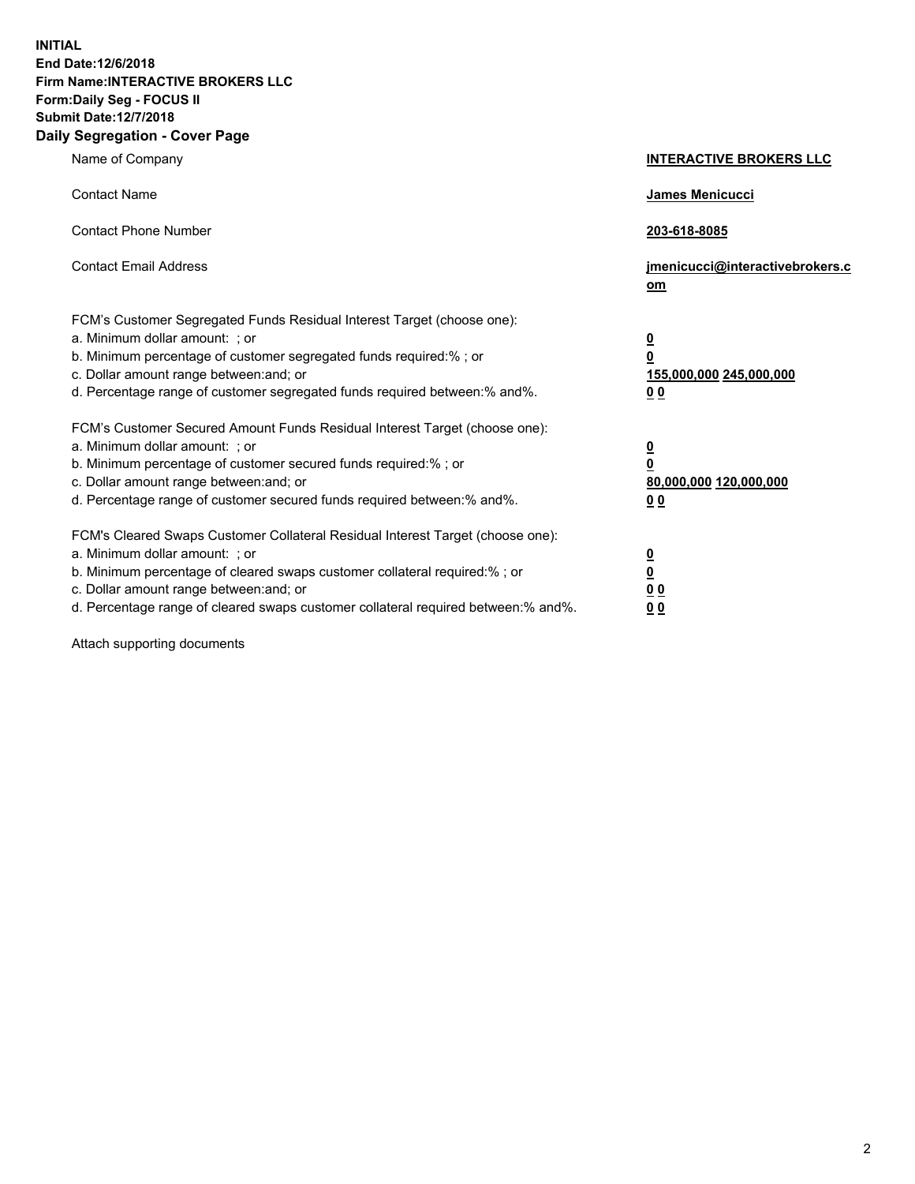**INITIAL**
**End Date:12/6/2018**
**Firm Name:INTERACTIVE BROKERS LLC**
**Form:Daily Seg - FOCUS II**
**Submit Date:12/7/2018**

## Daily Segregation - Cover Page

| | |
|---|---|
| Name of Company | **INTERACTIVE BROKERS LLC** |
| Contact Name | **James Menicucci** |
| Contact Phone Number | **203-618-8085** |
| Contact Email Address | **jmenicucci@interactivebrokers.com** |
| FCM's Customer Segregated Funds Residual Interest Target (choose one): | |
| a. Minimum dollar amount: ; or | **0** |
| b. Minimum percentage of customer segregated funds required:% ; or | **0** |
| c. Dollar amount range between:and; or | **155,000,000 245,000,000** |
| d. Percentage range of customer segregated funds required between:% and%. | **0 0** |
| FCM's Customer Secured Amount Funds Residual Interest Target (choose one): | |
| a. Minimum dollar amount: ; or | **0** |
| b. Minimum percentage of customer secured funds required:% ; or | **0** |
| c. Dollar amount range between:and; or | **80,000,000 120,000,000** |
| d. Percentage range of customer secured funds required between:% and%. | **0 0** |
| FCM's Cleared Swaps Customer Collateral Residual Interest Target (choose one): | |
| a. Minimum dollar amount: ; or | **0** |
| b. Minimum percentage of cleared swaps customer collateral required:% ; or | **0** |
| c. Dollar amount range between:and; or | **0 0** |
| d. Percentage range of cleared swaps customer collateral required between:% and%. | **0 0** |

Attach supporting documents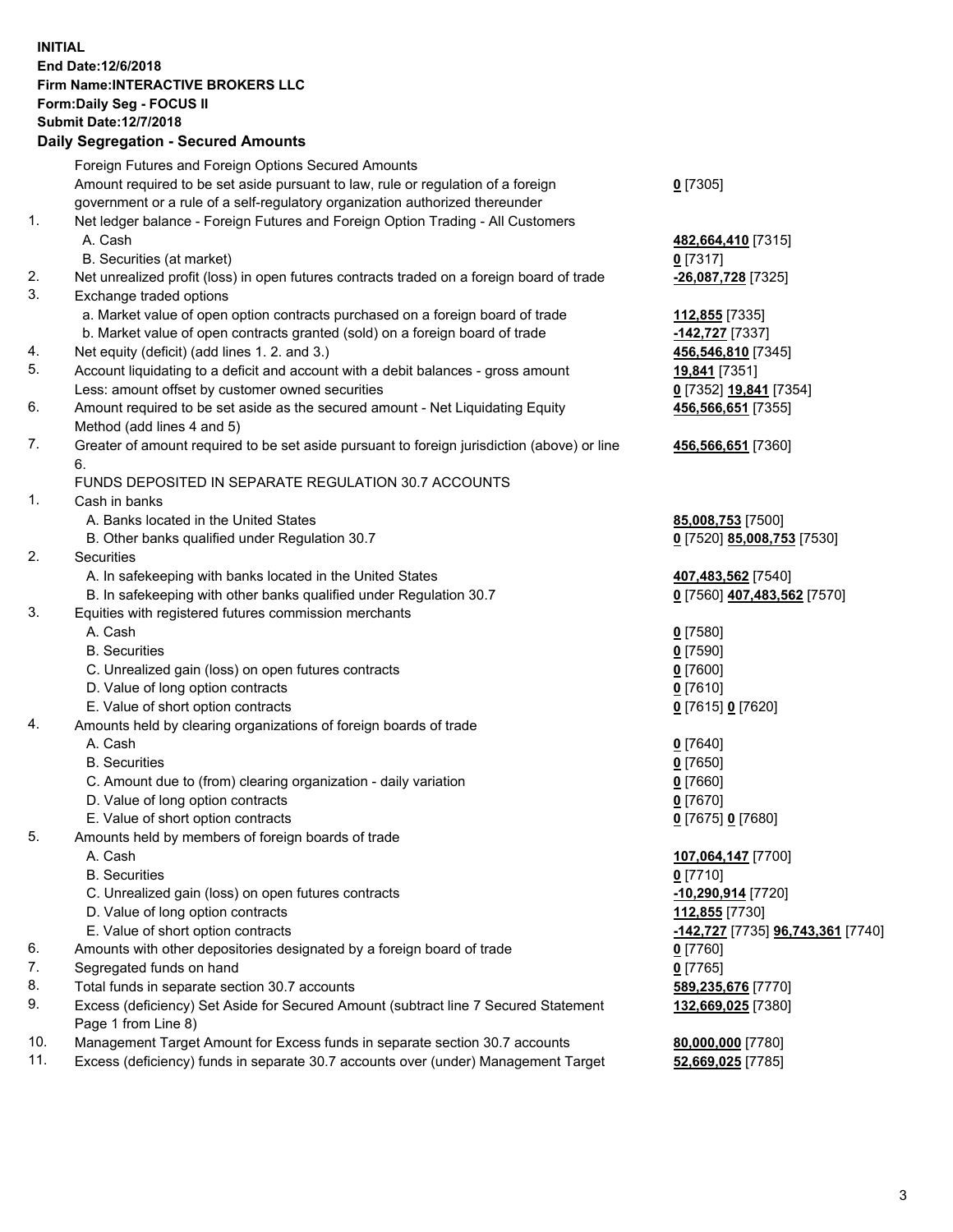**INITIAL**
**End Date:12/6/2018**
**Firm Name:INTERACTIVE BROKERS LLC**
**Form:Daily Seg - FOCUS II**
**Submit Date:12/7/2018**
**Daily Segregation - Secured Amounts**

| | | |
|---|---|---|
| | Foreign Futures and Foreign Options Secured Amounts | |
| | Amount required to be set aside pursuant to law, rule or regulation of a foreign government or a rule of a self-regulatory organization authorized thereunder | **0** [7305] |
| 1. | Net ledger balance - Foreign Futures and Foreign Option Trading - All Customers | |
| | A. Cash | **482,664,410** [7315] |
| | B. Securities (at market) | **0** [7317] |
| 2. | Net unrealized profit (loss) in open futures contracts traded on a foreign board of trade | **-26,087,728** [7325] |
| 3. | Exchange traded options | |
| | a. Market value of open option contracts purchased on a foreign board of trade | **112,855** [7335] |
| | b. Market value of open contracts granted (sold) on a foreign board of trade | **-142,727** [7337] |
| 4. | Net equity (deficit) (add lines 1. 2. and 3.) | **456,546,810** [7345] |
| 5. | Account liquidating to a deficit and account with a debit balances - gross amount | **19,841** [7351] |
| | Less: amount offset by customer owned securities | **0** [7352] **19,841** [7354] |
| 6. | Amount required to be set aside as the secured amount - Net Liquidating Equity Method (add lines 4 and 5) | **456,566,651** [7355] |
| 7. | Greater of amount required to be set aside pursuant to foreign jurisdiction (above) or line 6. | **456,566,651** [7360] |
| | FUNDS DEPOSITED IN SEPARATE REGULATION 30.7 ACCOUNTS | |
| 1. | Cash in banks | |
| | A. Banks located in the United States | **85,008,753** [7500] |
| | B. Other banks qualified under Regulation 30.7 | **0** [7520] **85,008,753** [7530] |
| 2. | Securities | |
| | A. In safekeeping with banks located in the United States | **407,483,562** [7540] |
| | B. In safekeeping with other banks qualified under Regulation 30.7 | **0** [7560] **407,483,562** [7570] |
| 3. | Equities with registered futures commission merchants | |
| | A. Cash | **0** [7580] |
| | B. Securities | **0** [7590] |
| | C. Unrealized gain (loss) on open futures contracts | **0** [7600] |
| | D. Value of long option contracts | **0** [7610] |
| | E. Value of short option contracts | **0** [7615] **0** [7620] |
| 4. | Amounts held by clearing organizations of foreign boards of trade | |
| | A. Cash | **0** [7640] |
| | B. Securities | **0** [7650] |
| | C. Amount due to (from) clearing organization - daily variation | **0** [7660] |
| | D. Value of long option contracts | **0** [7670] |
| | E. Value of short option contracts | **0** [7675] **0** [7680] |
| 5. | Amounts held by members of foreign boards of trade | |
| | A. Cash | **107,064,147** [7700] |
| | B. Securities | **0** [7710] |
| | C. Unrealized gain (loss) on open futures contracts | **-10,290,914** [7720] |
| | D. Value of long option contracts | **112,855** [7730] |
| | E. Value of short option contracts | **-142,727** [7735] **96,743,361** [7740] |
| 6. | Amounts with other depositories designated by a foreign board of trade | **0** [7760] |
| 7. | Segregated funds on hand | **0** [7765] |
| 8. | Total funds in separate section 30.7 accounts | **589,235,676** [7770] |
| 9. | Excess (deficiency) Set Aside for Secured Amount (subtract line 7 Secured Statement Page 1 from Line 8) | **132,669,025** [7380] |
| 10. | Management Target Amount for Excess funds in separate section 30.7 accounts | **80,000,000** [7780] |
| 11. | Excess (deficiency) funds in separate 30.7 accounts over (under) Management Target | **52,669,025** [7785] |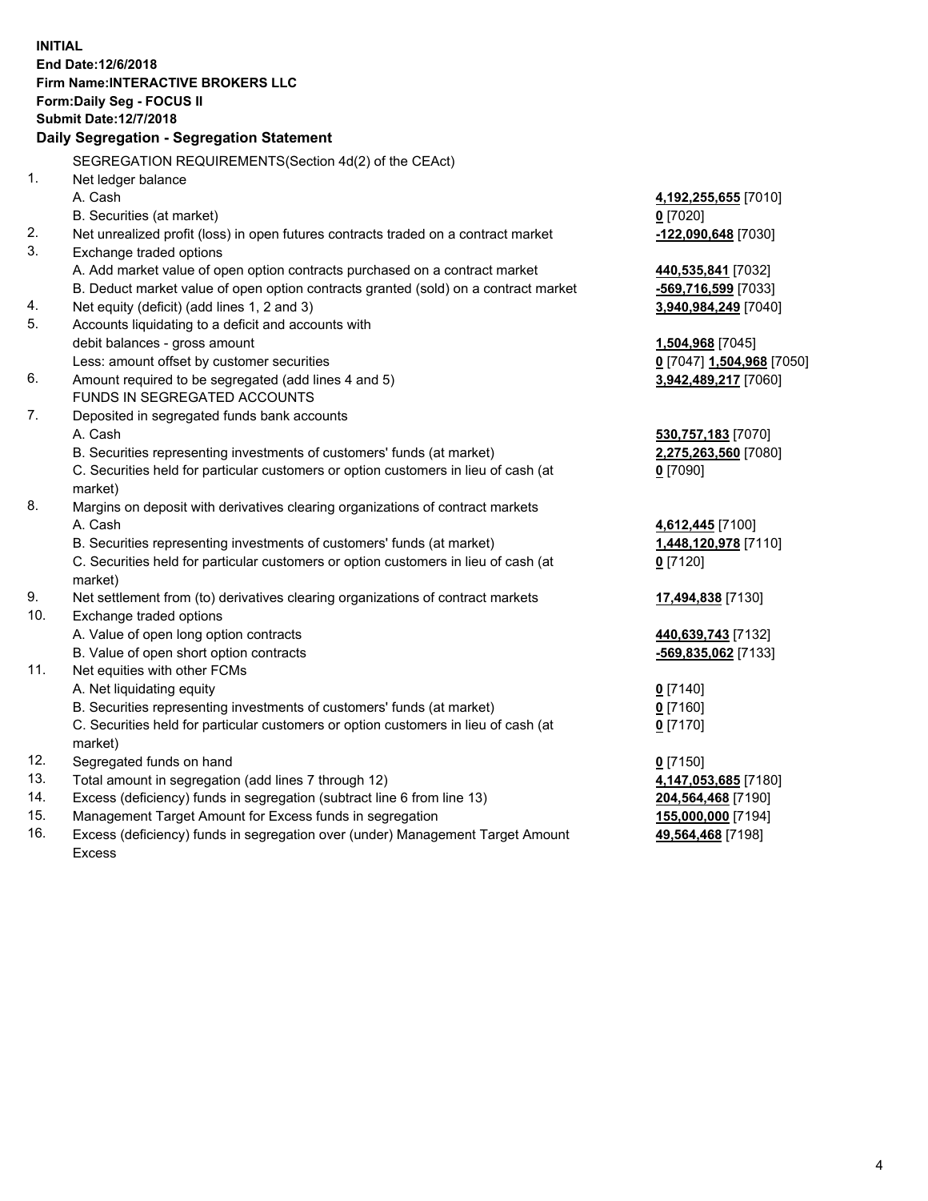**INITIAL**
**End Date:12/6/2018**
**Firm Name:INTERACTIVE BROKERS LLC**
**Form:Daily Seg - FOCUS II**
**Submit Date:12/7/2018**
**Daily Segregation - Segregation Statement**

SEGREGATION REQUIREMENTS(Section 4d(2) of the CEAct)

| | | |
|---|---|---|
| 1. | Net ledger balance | |
| | A. Cash | **4,192,255,655** [7010] |
| | B. Securities (at market) | **0** [7020] |
| 2. | Net unrealized profit (loss) in open futures contracts traded on a contract market | **-122,090,648** [7030] |
| 3. | Exchange traded options | |
| | A. Add market value of open option contracts purchased on a contract market | **440,535,841** [7032] |
| | B. Deduct market value of open option contracts granted (sold) on a contract market | **-569,716,599** [7033] |
| 4. | Net equity (deficit) (add lines 1, 2 and 3) | **3,940,984,249** [7040] |
| 5. | Accounts liquidating to a deficit and accounts with | |
| | debit balances - gross amount | **1,504,968** [7045] |
| | Less: amount offset by customer securities | **0** [7047] **1,504,968** [7050] |
| 6. | Amount required to be segregated (add lines 4 and 5) | **3,942,489,217** [7060] |
| | FUNDS IN SEGREGATED ACCOUNTS | |
| 7. | Deposited in segregated funds bank accounts | |
| | A. Cash | **530,757,183** [7070] |
| | B. Securities representing investments of customers' funds (at market) | **2,275,263,560** [7080] |
| | C. Securities held for particular customers or option customers in lieu of cash (at market) | **0** [7090] |
| 8. | Margins on deposit with derivatives clearing organizations of contract markets | |
| | A. Cash | **4,612,445** [7100] |
| | B. Securities representing investments of customers' funds (at market) | **1,448,120,978** [7110] |
| | C. Securities held for particular customers or option customers in lieu of cash (at market) | **0** [7120] |
| 9. | Net settlement from (to) derivatives clearing organizations of contract markets | **17,494,838** [7130] |
| 10. | Exchange traded options | |
| | A. Value of open long option contracts | **440,639,743** [7132] |
| | B. Value of open short option contracts | **-569,835,062** [7133] |
| 11. | Net equities with other FCMs | |
| | A. Net liquidating equity | **0** [7140] |
| | B. Securities representing investments of customers' funds (at market) | **0** [7160] |
| | C. Securities held for particular customers or option customers in lieu of cash (at market) | **0** [7170] |
| 12. | Segregated funds on hand | **0** [7150] |
| 13. | Total amount in segregation (add lines 7 through 12) | **4,147,053,685** [7180] |
| 14. | Excess (deficiency) funds in segregation (subtract line 6 from line 13) | **204,564,468** [7190] |
| 15. | Management Target Amount for Excess funds in segregation | **155,000,000** [7194] |
| 16. | Excess (deficiency) funds in segregation over (under) Management Target Amount Excess | **49,564,468** [7198] |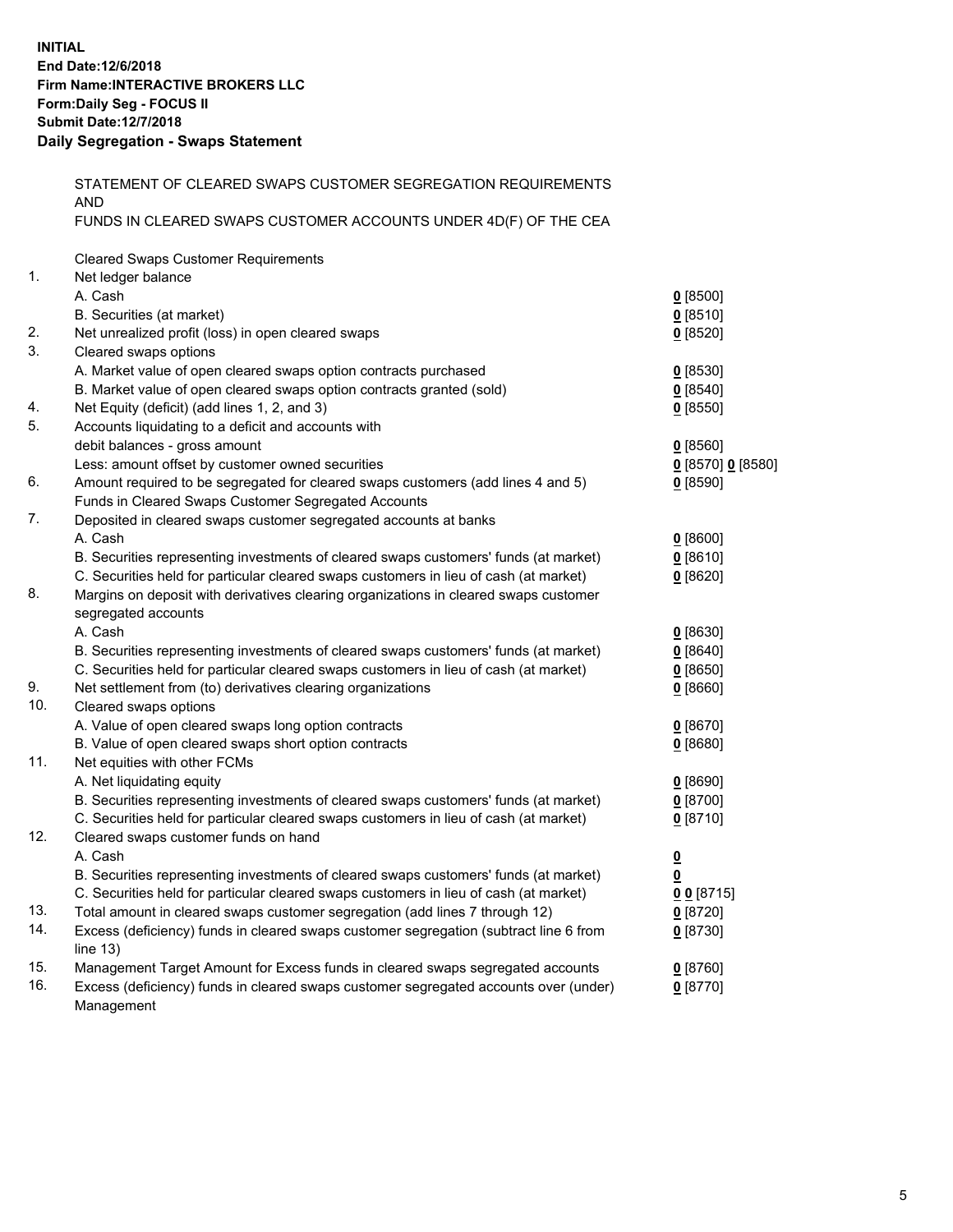**INITIAL**
**End Date:12/6/2018**
**Firm Name:INTERACTIVE BROKERS LLC**
**Form:Daily Seg - FOCUS II**
**Submit Date:12/7/2018**
**Daily Segregation - Swaps Statement**

STATEMENT OF CLEARED SWAPS CUSTOMER SEGREGATION REQUIREMENTS AND FUNDS IN CLEARED SWAPS CUSTOMER ACCOUNTS UNDER 4D(F) OF THE CEA

| | | |
|---|---|---|
| | Cleared Swaps Customer Requirements | |
| 1. | Net ledger balance | |
| | A. Cash | 0 [8500] |
| | B. Securities (at market) | 0 [8510] |
| 2. | Net unrealized profit (loss) in open cleared swaps | 0 [8520] |
| 3. | Cleared swaps options | |
| | A. Market value of open cleared swaps option contracts purchased | 0 [8530] |
| | B. Market value of open cleared swaps option contracts granted (sold) | 0 [8540] |
| 4. | Net Equity (deficit) (add lines 1, 2, and 3) | 0 [8550] |
| 5. | Accounts liquidating to a deficit and accounts with debit balances - gross amount | 0 [8560] |
| | Less: amount offset by customer owned securities | 0 [8570] 0 [8580] |
| 6. | Amount required to be segregated for cleared swaps customers (add lines 4 and 5) | 0 [8590] |
| | Funds in Cleared Swaps Customer Segregated Accounts | |
| 7. | Deposited in cleared swaps customer segregated accounts at banks | |
| | A. Cash | 0 [8600] |
| | B. Securities representing investments of cleared swaps customers' funds (at market) | 0 [8610] |
| | C. Securities held for particular cleared swaps customers in lieu of cash (at market) | 0 [8620] |
| 8. | Margins on deposit with derivatives clearing organizations in cleared swaps customer segregated accounts | |
| | A. Cash | 0 [8630] |
| | B. Securities representing investments of cleared swaps customers' funds (at market) | 0 [8640] |
| | C. Securities held for particular cleared swaps customers in lieu of cash (at market) | 0 [8650] |
| 9. | Net settlement from (to) derivatives clearing organizations | 0 [8660] |
| 10. | Cleared swaps options | |
| | A. Value of open cleared swaps long option contracts | 0 [8670] |
| | B. Value of open cleared swaps short option contracts | 0 [8680] |
| 11. | Net equities with other FCMs | |
| | A. Net liquidating equity | 0 [8690] |
| | B. Securities representing investments of cleared swaps customers' funds (at market) | 0 [8700] |
| | C. Securities held for particular cleared swaps customers in lieu of cash (at market) | 0 [8710] |
| 12. | Cleared swaps customer funds on hand | |
| | A. Cash | 0 |
| | B. Securities representing investments of cleared swaps customers' funds (at market) | 0 |
| | C. Securities held for particular cleared swaps customers in lieu of cash (at market) | 0 0 [8715] |
| 13. | Total amount in cleared swaps customer segregation (add lines 7 through 12) | 0 [8720] |
| 14. | Excess (deficiency) funds in cleared swaps customer segregation (subtract line 6 from line 13) | 0 [8730] |
| 15. | Management Target Amount for Excess funds in cleared swaps segregated accounts | 0 [8760] |
| 16. | Excess (deficiency) funds in cleared swaps customer segregated accounts over (under) Management | 0 [8770] |